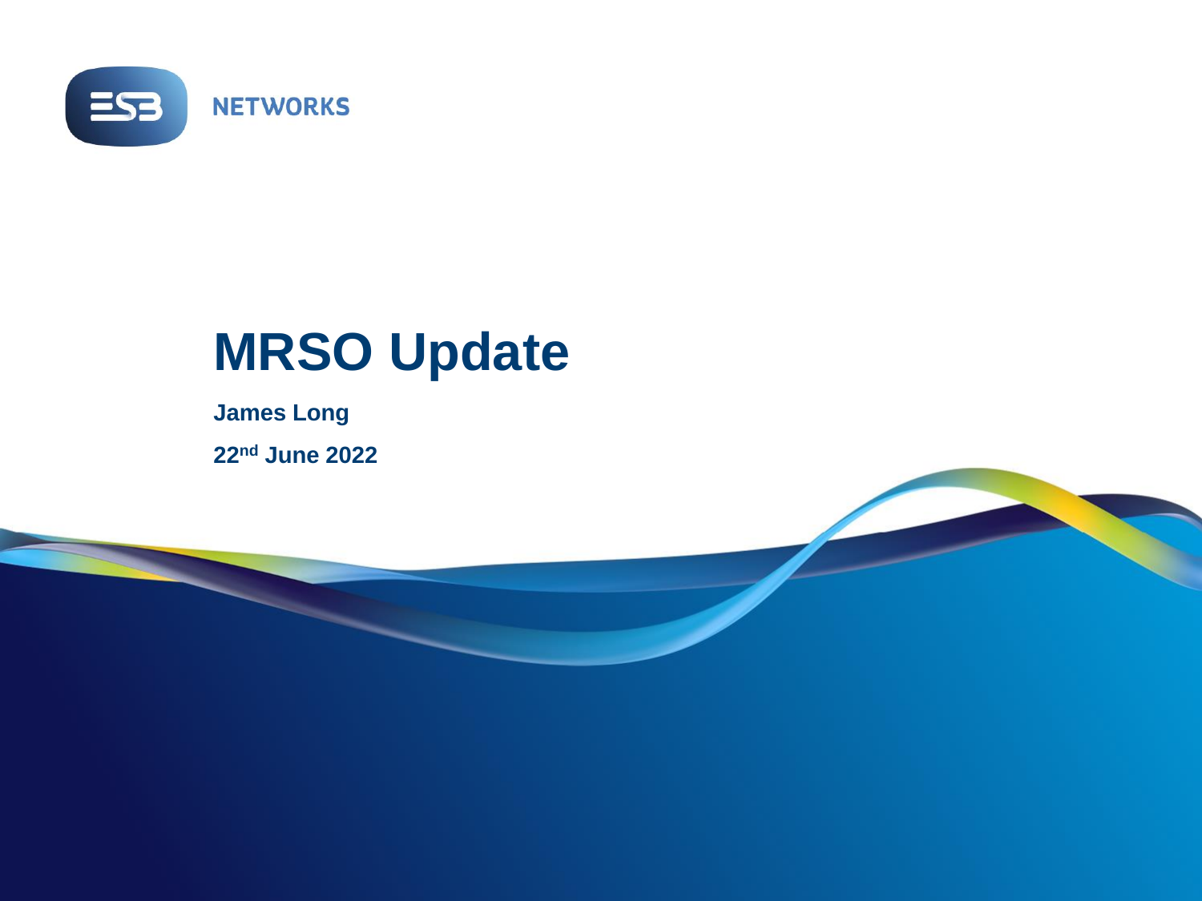ESB NETWORKS

# MRSO Update

**James Long**

**22nd June 2022**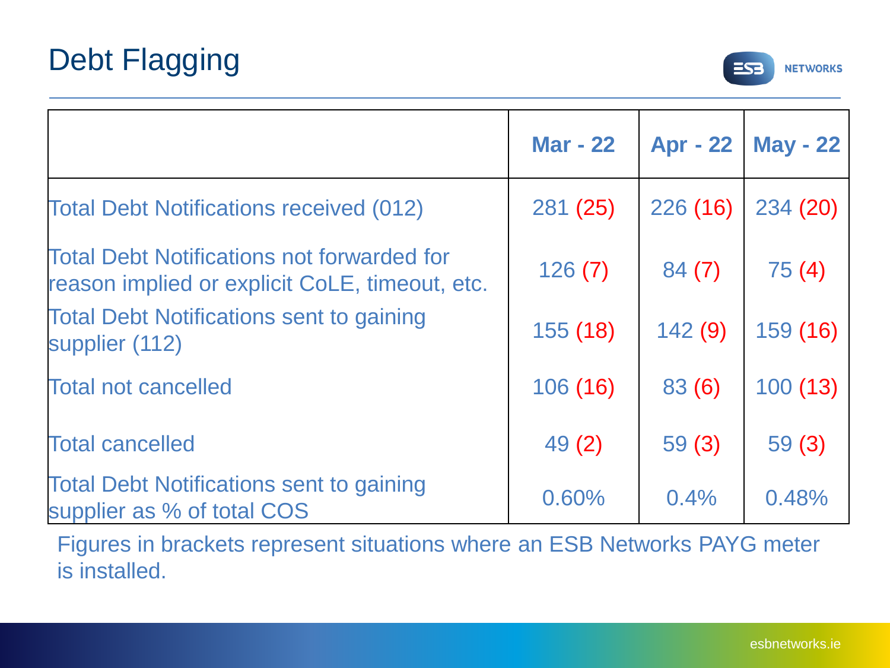# Debt Flagging

| | Mar - 22 | Apr - 22 | May - 22 |
|---|---|---|---|
| Total Debt Notifications received (012) | 281 (25) | 226 (16) | 234 (20) |
| Total Debt Notifications not forwarded for reason implied or explicit CoLE, timeout, etc. | 126 (7) | 84 (7) | 75 (4) |
| Total Debt Notifications sent to gaining supplier (112) | 155 (18) | 142 (9) | 159 (16) |
| Total not cancelled | 106 (16) | 83 (6) | 100 (13) |
| Total cancelled | 49 (2) | 59 (3) | 59 (3) |
| Total Debt Notifications sent to gaining supplier as % of total COS | 0.60% | 0.4% | 0.48% |

Figures in brackets represent situations where an ESB Networks PAYG meter is installed.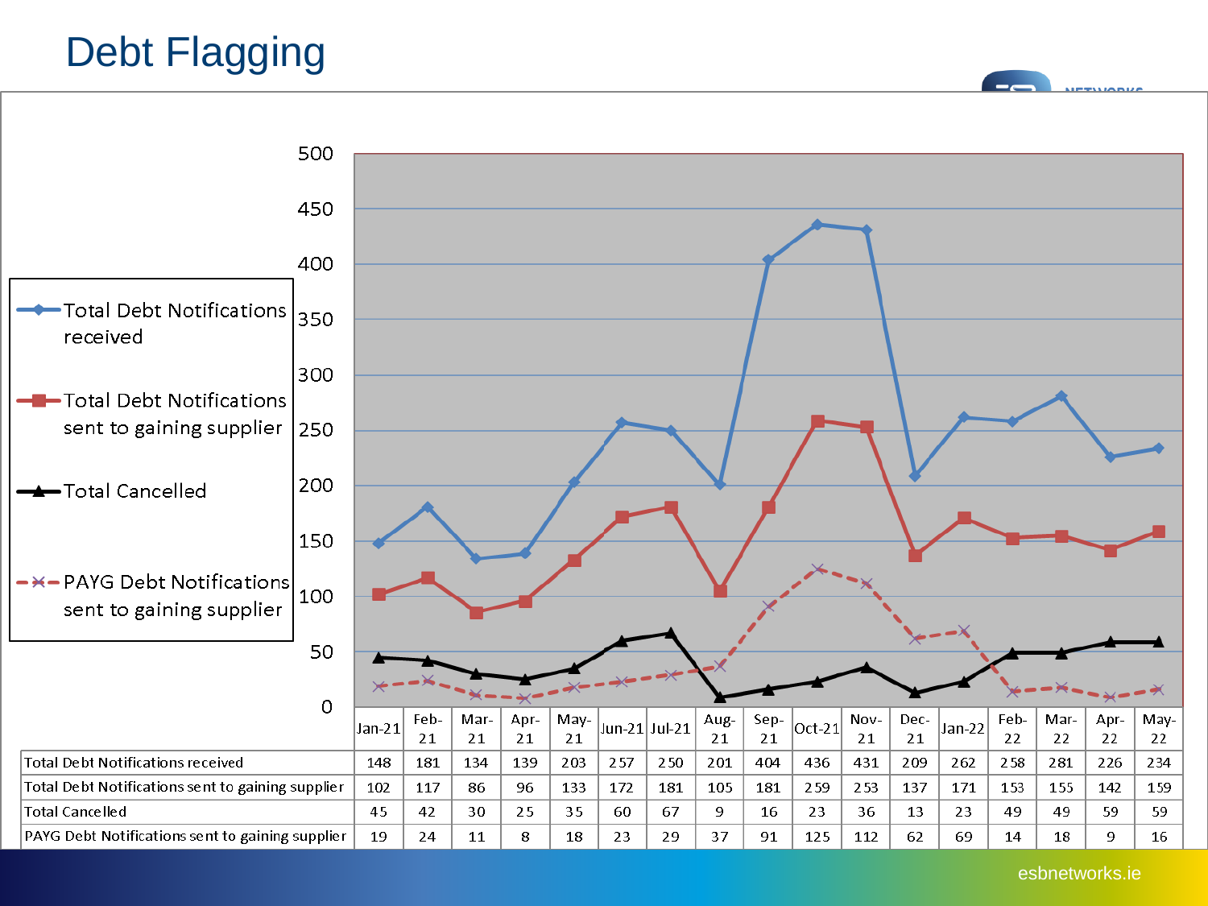# Debt Flagging

| | Jan-21 | Feb-21 | Mar-21 | Apr-21 | May-21 | Jun-21 | Jul-21 | Aug-21 | Sep-21 | Oct-21 | Nov-21 | Dec-21 | Jan-22 | Feb-22 | Mar-22 | Apr-22 | May-22 |
|---|---|---|---|---|---|---|---|---|---|---|---|---|---|---|---|---|---|
| Total Debt Notifications received | 148 | 181 | 134 | 139 | 203 | 257 | 250 | 201 | 404 | 436 | 431 | 209 | 262 | 258 | 281 | 226 | 234 |
| Total Debt Notifications sent to gaining supplier | 102 | 117 | 86 | 96 | 133 | 172 | 181 | 105 | 181 | 259 | 253 | 137 | 171 | 153 | 155 | 142 | 159 |
| Total Cancelled | 45 | 42 | 30 | 25 | 35 | 60 | 67 | 9 | 16 | 23 | 36 | 13 | 23 | 49 | 49 | 59 | 59 |
| PAYG Debt Notifications sent to gaining supplier | 19 | 24 | 11 | 8 | 18 | 23 | 29 | 37 | 91 | 125 | 112 | 62 | 69 | 14 | 18 | 9 | 16 |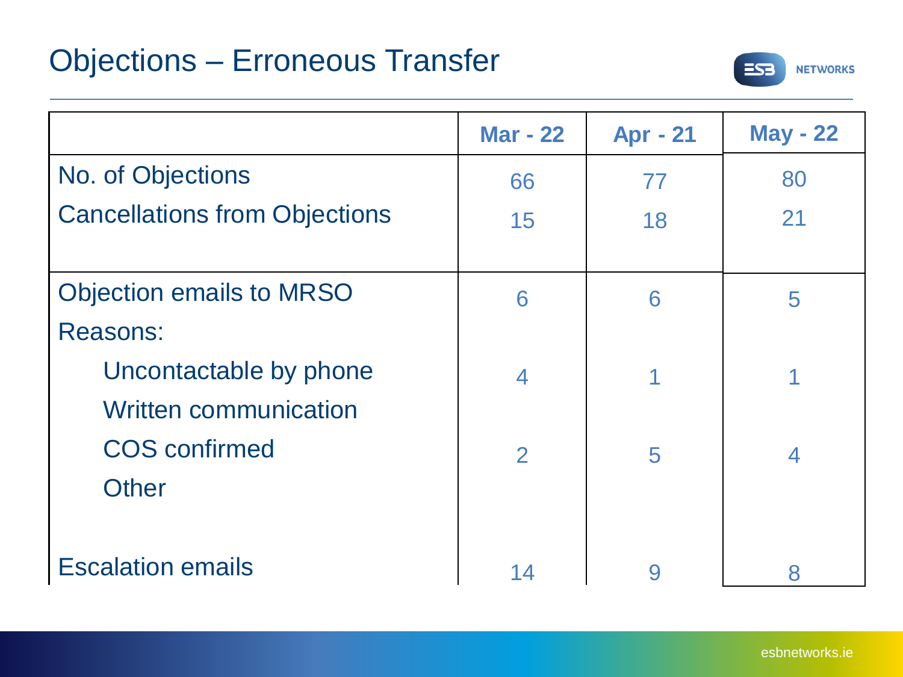# Objections – Erroneous Transfer

| | Mar - 22 | Apr - 21 | May - 22 |
|---|---|---|---|
| No. of Objections | 66 | 77 | 80 |
| Cancellations from Objections | 15 | 18 | 21 |
| Objection emails to MRSO | 6 | 6 | 5 |
| Reasons: | | | |
| Uncontactable by phone | 4 | 1 | 1 |
| Written communication | | | |
| COS confirmed | 2 | 5 | 4 |
| Other | | | |
| Escalation emails | 14 | 9 | 8 |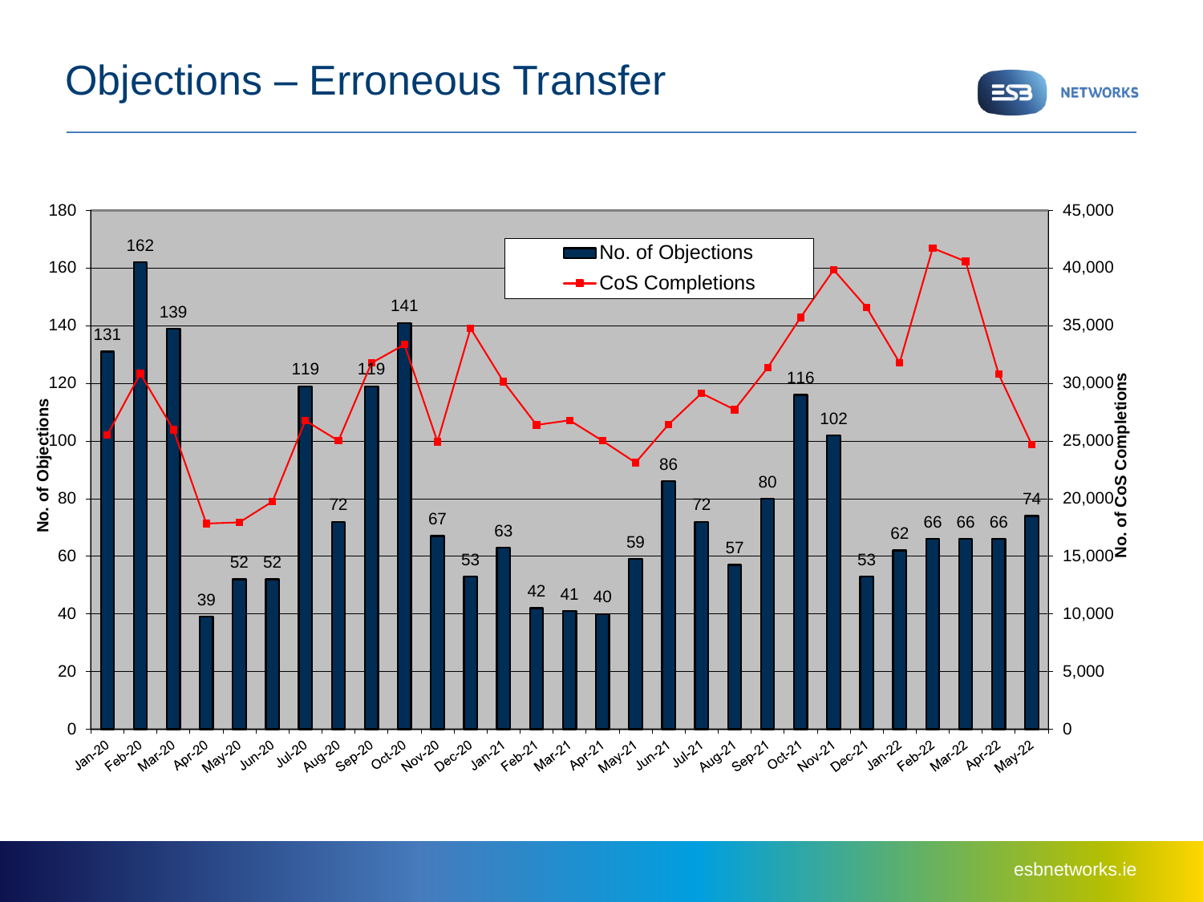# Objections – Erroneous Transfer

| Month | No. of Objections |
|---|---|
| Jan-20 | 131 |
| Feb-20 | 162 |
| Mar-20 | 139 |
| Apr-20 | 39 |
| May-20 | 52 |
| Jun-20 | 52 |
| Jul-20 | 119 |
| Aug-20 | 72 |
| Sep-20 | 119 |
| Oct-20 | 141 |
| Nov-20 | 67 |
| Dec-20 | 53 |
| Jan-21 | 63 |
| Feb-21 | 42 |
| Mar-21 | 41 |
| Apr-21 | 40 |
| May-21 | 59 |
| Jun-21 | 86 |
| Jul-21 | 72 |
| Aug-21 | 57 |
| Sep-21 | 80 |
| Oct-21 | 116 |
| Nov-21 | 102 |
| Dec-21 | 53 |
| Jan-22 | 62 |
| Feb-22 | 66 |
| Mar-22 | 66 |
| Apr-22 | 66 |
| May-22 | 74 |

Legend: No. of Objections; CoS Completions

Left axis: No. of Objections (0–180). Right axis: No. of CoS Completions (0–45,000).

esbnetworks.ie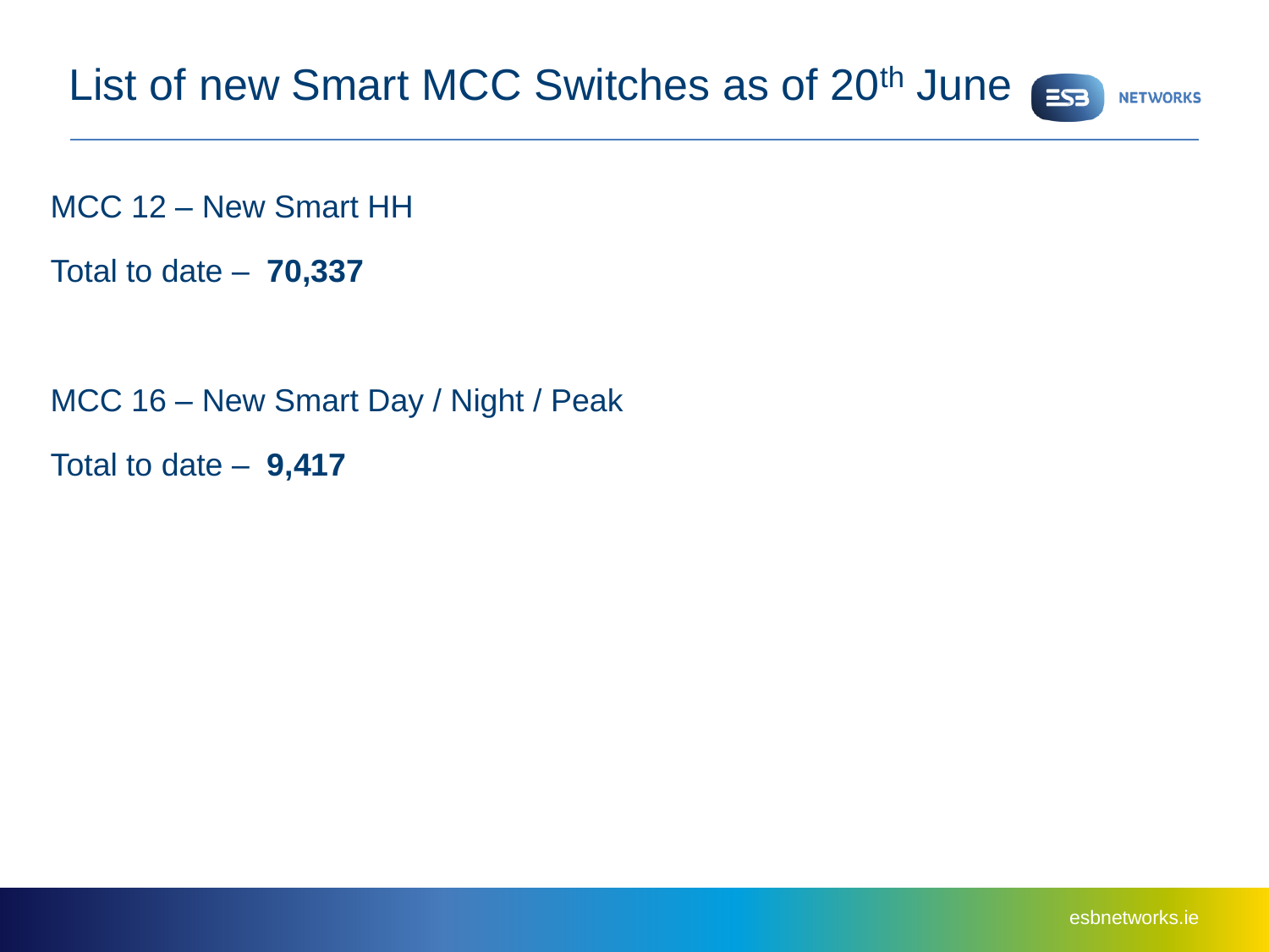# List of new Smart MCC Switches as of 20th June

MCC 12 – New Smart HH

Total to date – **70,337**

MCC 16 – New Smart Day / Night / Peak

Total to date – **9,417**